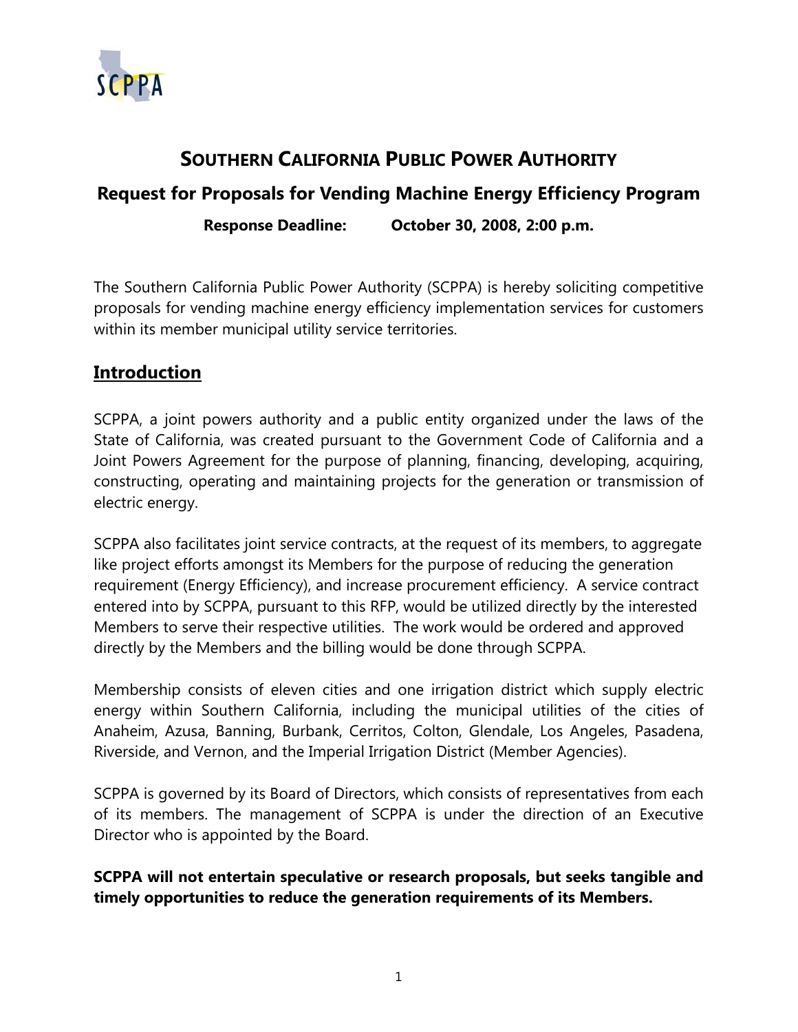# SOUTHERN CALIFORNIA PUBLIC POWER AUTHORITY

## Request for Proposals for Vending Machine Energy Efficiency Program

**Response Deadline: October 30, 2008, 2:00 p.m.**

The Southern California Public Power Authority (SCPPA) is hereby soliciting competitive proposals for vending machine energy efficiency implementation services for customers within its member municipal utility service territories.

## Introduction

SCPPA, a joint powers authority and a public entity organized under the laws of the State of California, was created pursuant to the Government Code of California and a Joint Powers Agreement for the purpose of planning, financing, developing, acquiring, constructing, operating and maintaining projects for the generation or transmission of electric energy.

SCPPA also facilitates joint service contracts, at the request of its members, to aggregate like project efforts amongst its Members for the purpose of reducing the generation requirement (Energy Efficiency), and increase procurement efficiency. A service contract entered into by SCPPA, pursuant to this RFP, would be utilized directly by the interested Members to serve their respective utilities. The work would be ordered and approved directly by the Members and the billing would be done through SCPPA.

Membership consists of eleven cities and one irrigation district which supply electric energy within Southern California, including the municipal utilities of the cities of Anaheim, Azusa, Banning, Burbank, Cerritos, Colton, Glendale, Los Angeles, Pasadena, Riverside, and Vernon, and the Imperial Irrigation District (Member Agencies).

SCPPA is governed by its Board of Directors, which consists of representatives from each of its members. The management of SCPPA is under the direction of an Executive Director who is appointed by the Board.

**SCPPA will not entertain speculative or research proposals, but seeks tangible and timely opportunities to reduce the generation requirements of its Members.**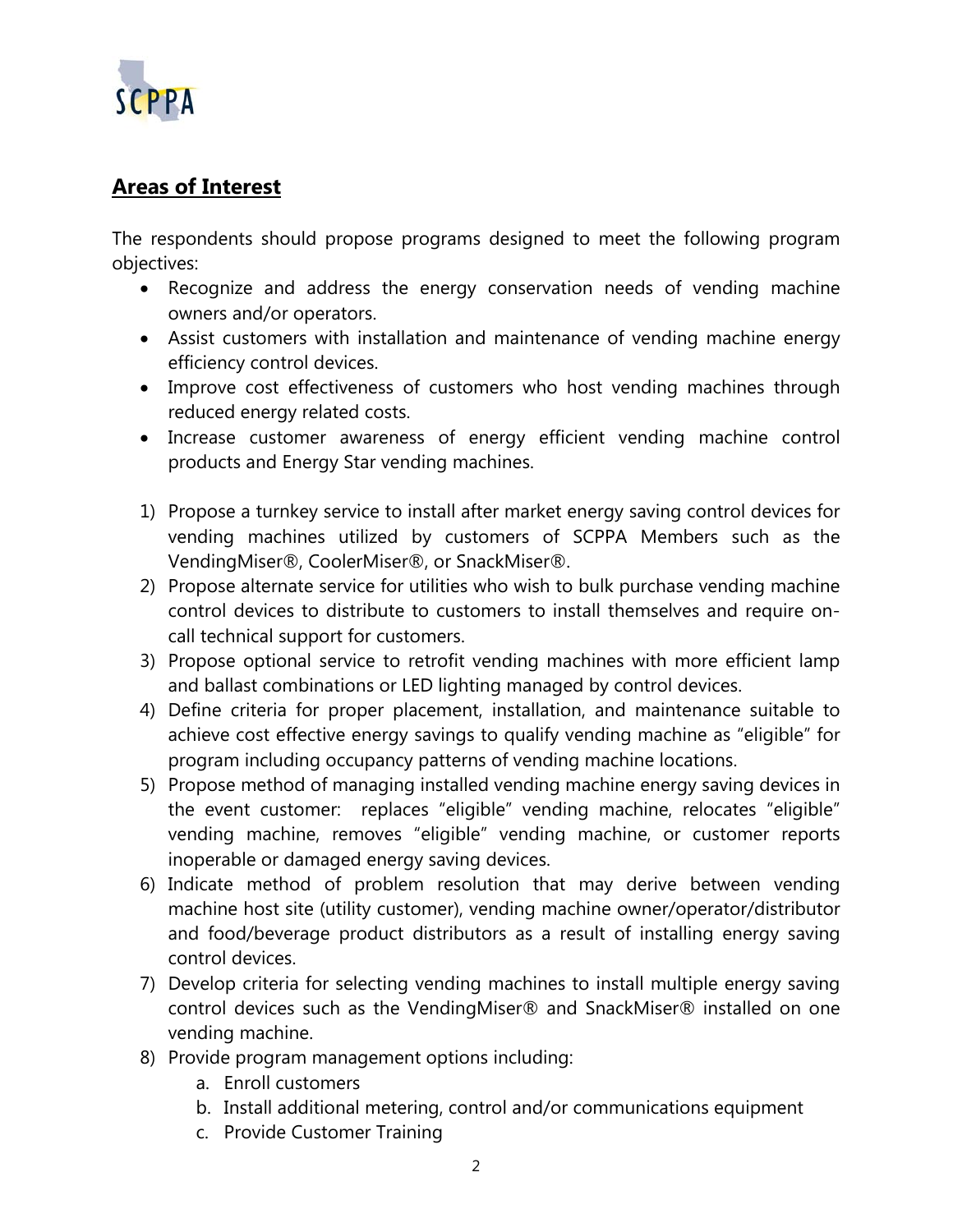## Areas of Interest

The respondents should propose programs designed to meet the following program objectives:

- Recognize and address the energy conservation needs of vending machine owners and/or operators.
- Assist customers with installation and maintenance of vending machine energy efficiency control devices.
- Improve cost effectiveness of customers who host vending machines through reduced energy related costs.
- Increase customer awareness of energy efficient vending machine control products and Energy Star vending machines.

1) Propose a turnkey service to install after market energy saving control devices for vending machines utilized by customers of SCPPA Members such as the VendingMiser®, CoolerMiser®, or SnackMiser®.
2) Propose alternate service for utilities who wish to bulk purchase vending machine control devices to distribute to customers to install themselves and require on-call technical support for customers.
3) Propose optional service to retrofit vending machines with more efficient lamp and ballast combinations or LED lighting managed by control devices.
4) Define criteria for proper placement, installation, and maintenance suitable to achieve cost effective energy savings to qualify vending machine as "eligible" for program including occupancy patterns of vending machine locations.
5) Propose method of managing installed vending machine energy saving devices in the event customer: replaces "eligible" vending machine, relocates "eligible" vending machine, removes "eligible" vending machine, or customer reports inoperable or damaged energy saving devices.
6) Indicate method of problem resolution that may derive between vending machine host site (utility customer), vending machine owner/operator/distributor and food/beverage product distributors as a result of installing energy saving control devices.
7) Develop criteria for selecting vending machines to install multiple energy saving control devices such as the VendingMiser® and SnackMiser® installed on one vending machine.
8) Provide program management options including:
    a. Enroll customers
    b. Install additional metering, control and/or communications equipment
    c. Provide Customer Training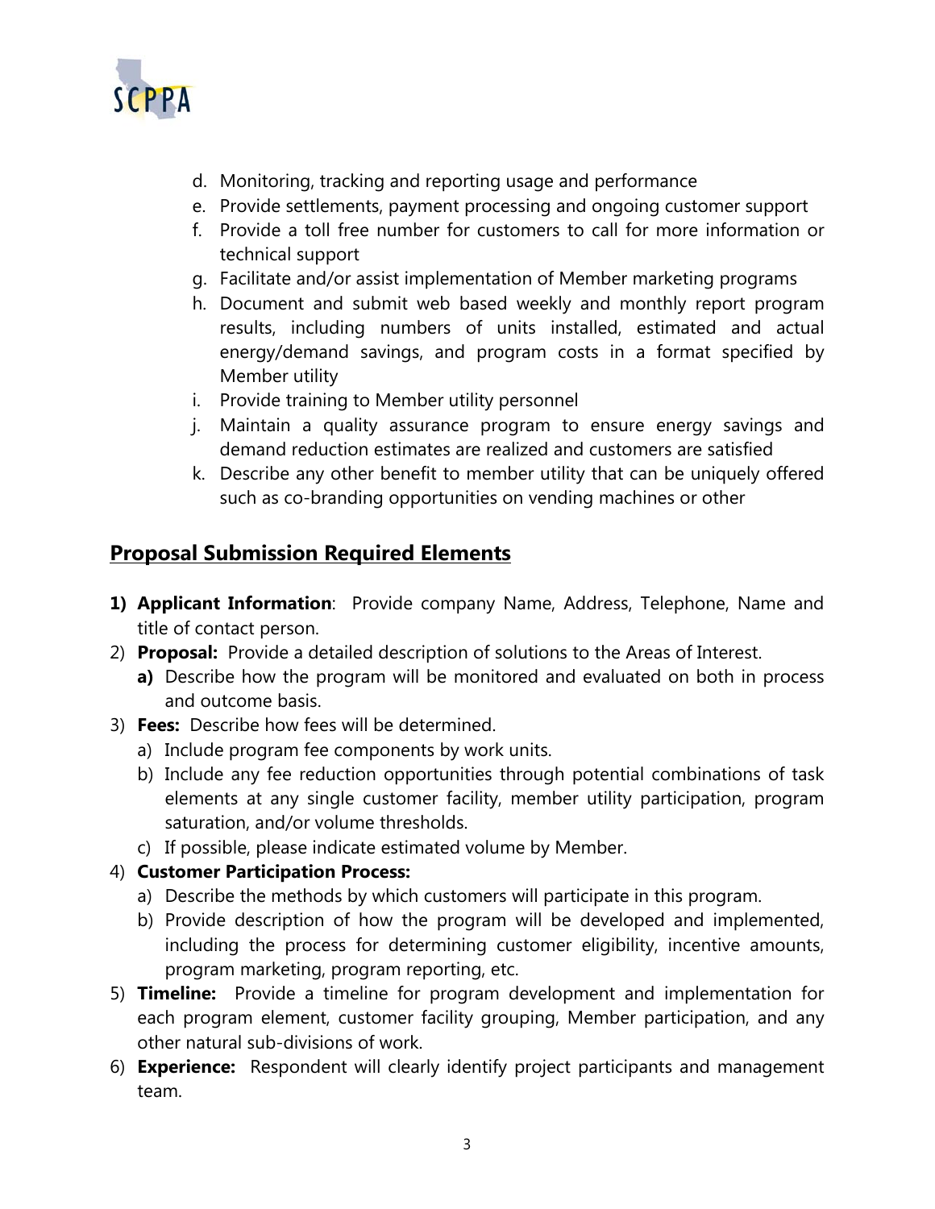d. Monitoring, tracking and reporting usage and performance
e. Provide settlements, payment processing and ongoing customer support
f. Provide a toll free number for customers to call for more information or technical support
g. Facilitate and/or assist implementation of Member marketing programs
h. Document and submit web based weekly and monthly report program results, including numbers of units installed, estimated and actual energy/demand savings, and program costs in a format specified by Member utility
i. Provide training to Member utility personnel
j. Maintain a quality assurance program to ensure energy savings and demand reduction estimates are realized and customers are satisfied
k. Describe any other benefit to member utility that can be uniquely offered such as co-branding opportunities on vending machines or other

## Proposal Submission Required Elements

**1) Applicant Information**: Provide company Name, Address, Telephone, Name and title of contact person.

2) **Proposal:** Provide a detailed description of solutions to the Areas of Interest.
   **a)** Describe how the program will be monitored and evaluated on both in process and outcome basis.

3) **Fees:** Describe how fees will be determined.
   a) Include program fee components by work units.
   b) Include any fee reduction opportunities through potential combinations of task elements at any single customer facility, member utility participation, program saturation, and/or volume thresholds.
   c) If possible, please indicate estimated volume by Member.

4) **Customer Participation Process:**
   a) Describe the methods by which customers will participate in this program.
   b) Provide description of how the program will be developed and implemented, including the process for determining customer eligibility, incentive amounts, program marketing, program reporting, etc.

5) **Timeline:** Provide a timeline for program development and implementation for each program element, customer facility grouping, Member participation, and any other natural sub-divisions of work.

6) **Experience:** Respondent will clearly identify project participants and management team.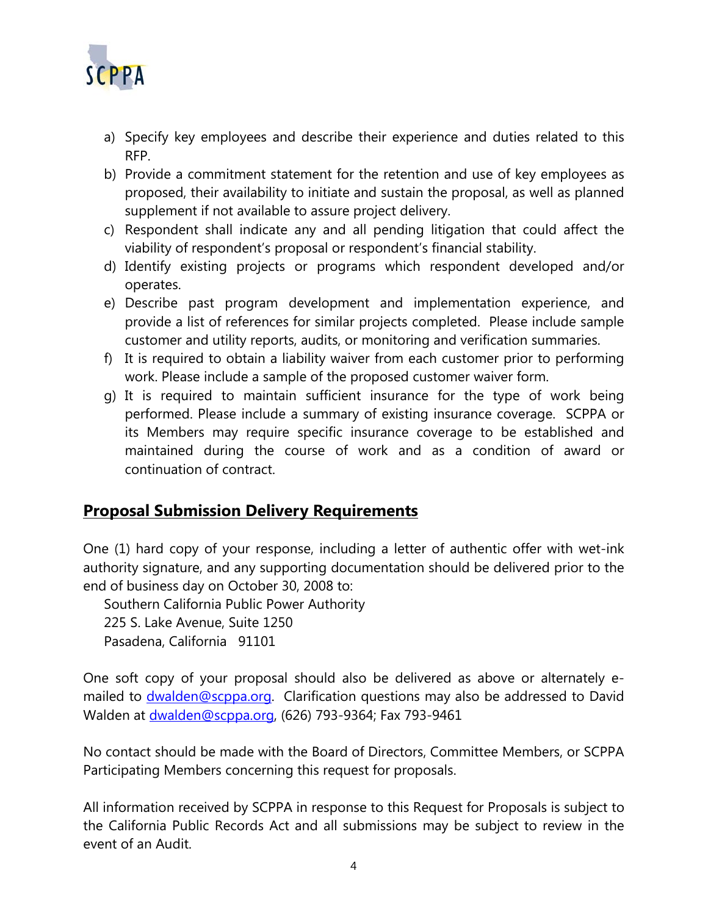a) Specify key employees and describe their experience and duties related to this RFP.
b) Provide a commitment statement for the retention and use of key employees as proposed, their availability to initiate and sustain the proposal, as well as planned supplement if not available to assure project delivery.
c) Respondent shall indicate any and all pending litigation that could affect the viability of respondent's proposal or respondent's financial stability.
d) Identify existing projects or programs which respondent developed and/or operates.
e) Describe past program development and implementation experience, and provide a list of references for similar projects completed. Please include sample customer and utility reports, audits, or monitoring and verification summaries.
f) It is required to obtain a liability waiver from each customer prior to performing work. Please include a sample of the proposed customer waiver form.
g) It is required to maintain sufficient insurance for the type of work being performed. Please include a summary of existing insurance coverage. SCPPA or its Members may require specific insurance coverage to be established and maintained during the course of work and as a condition of award or continuation of contract.

## Proposal Submission Delivery Requirements

One (1) hard copy of your response, including a letter of authentic offer with wet-ink authority signature, and any supporting documentation should be delivered prior to the end of business day on October 30, 2008 to:

Southern California Public Power Authority
225 S. Lake Avenue, Suite 1250
Pasadena, California 91101

One soft copy of your proposal should also be delivered as above or alternately e-mailed to dwalden@scppa.org. Clarification questions may also be addressed to David Walden at dwalden@scppa.org, (626) 793-9364; Fax 793-9461

No contact should be made with the Board of Directors, Committee Members, or SCPPA Participating Members concerning this request for proposals.

All information received by SCPPA in response to this Request for Proposals is subject to the California Public Records Act and all submissions may be subject to review in the event of an Audit.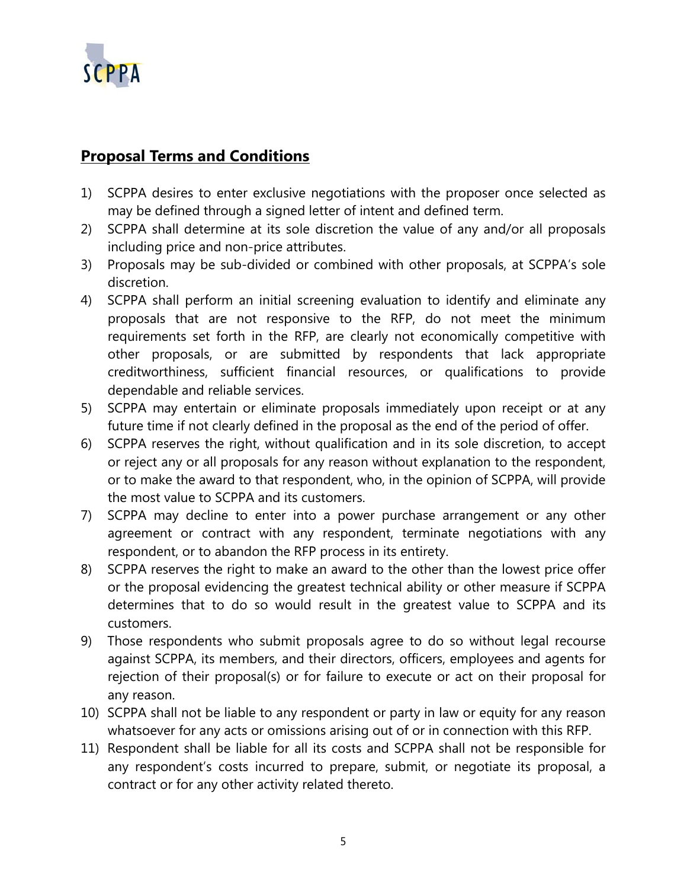## Proposal Terms and Conditions

1) SCPPA desires to enter exclusive negotiations with the proposer once selected as may be defined through a signed letter of intent and defined term.
2) SCPPA shall determine at its sole discretion the value of any and/or all proposals including price and non-price attributes.
3) Proposals may be sub-divided or combined with other proposals, at SCPPA's sole discretion.
4) SCPPA shall perform an initial screening evaluation to identify and eliminate any proposals that are not responsive to the RFP, do not meet the minimum requirements set forth in the RFP, are clearly not economically competitive with other proposals, or are submitted by respondents that lack appropriate creditworthiness, sufficient financial resources, or qualifications to provide dependable and reliable services.
5) SCPPA may entertain or eliminate proposals immediately upon receipt or at any future time if not clearly defined in the proposal as the end of the period of offer.
6) SCPPA reserves the right, without qualification and in its sole discretion, to accept or reject any or all proposals for any reason without explanation to the respondent, or to make the award to that respondent, who, in the opinion of SCPPA, will provide the most value to SCPPA and its customers.
7) SCPPA may decline to enter into a power purchase arrangement or any other agreement or contract with any respondent, terminate negotiations with any respondent, or to abandon the RFP process in its entirety.
8) SCPPA reserves the right to make an award to the other than the lowest price offer or the proposal evidencing the greatest technical ability or other measure if SCPPA determines that to do so would result in the greatest value to SCPPA and its customers.
9) Those respondents who submit proposals agree to do so without legal recourse against SCPPA, its members, and their directors, officers, employees and agents for rejection of their proposal(s) or for failure to execute or act on their proposal for any reason.
10) SCPPA shall not be liable to any respondent or party in law or equity for any reason whatsoever for any acts or omissions arising out of or in connection with this RFP.
11) Respondent shall be liable for all its costs and SCPPA shall not be responsible for any respondent's costs incurred to prepare, submit, or negotiate its proposal, a contract or for any other activity related thereto.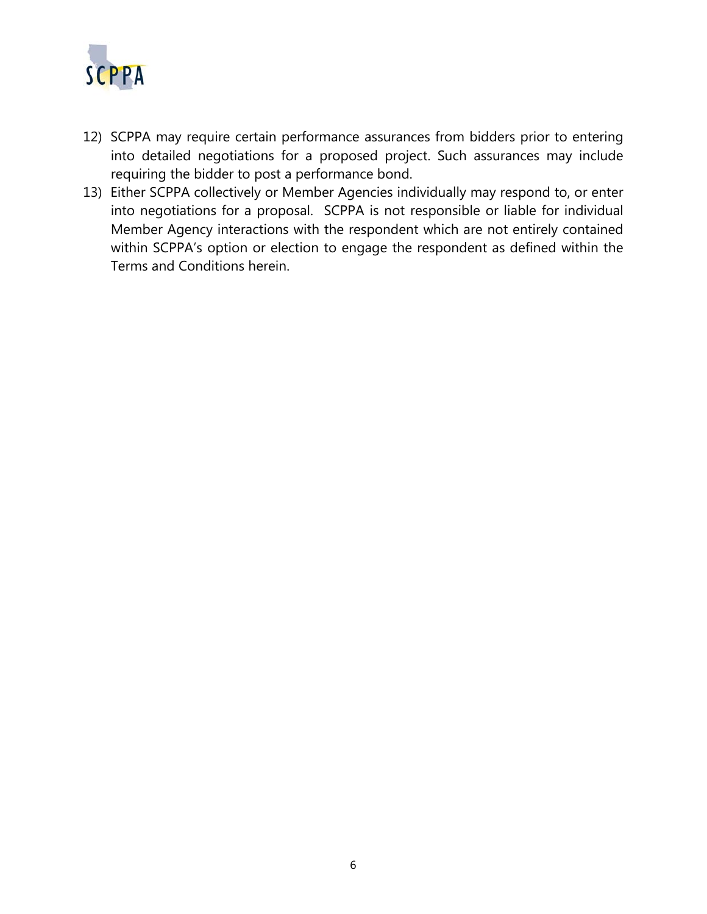12) SCPPA may require certain performance assurances from bidders prior to entering into detailed negotiations for a proposed project. Such assurances may include requiring the bidder to post a performance bond.
13) Either SCPPA collectively or Member Agencies individually may respond to, or enter into negotiations for a proposal. SCPPA is not responsible or liable for individual Member Agency interactions with the respondent which are not entirely contained within SCPPA's option or election to engage the respondent as defined within the Terms and Conditions herein.